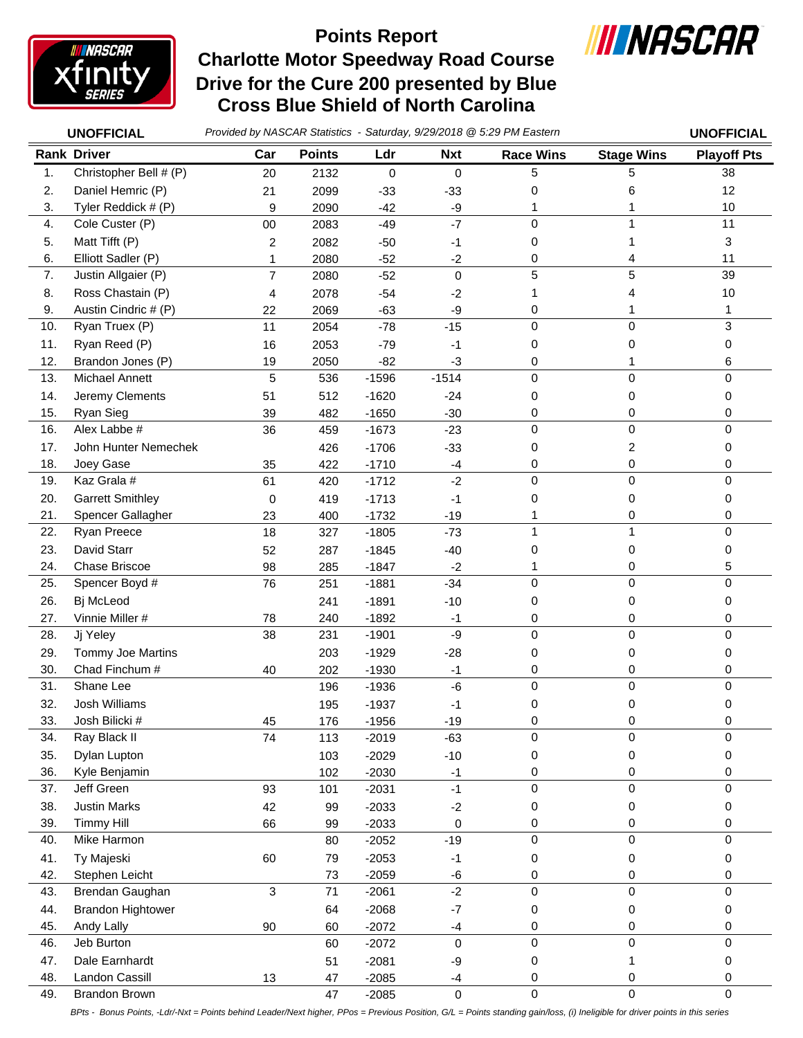# Points Report
## Charlotte Motor Speedway Road Course
## Drive for the Cure 200 presented by Blue Cross Blue Shield of North Carolina

**UNOFFICIAL** *Provided by NASCAR Statistics - Saturday, 9/29/2018 @ 5:29 PM Eastern* **UNOFFICIAL**

| Rank | Driver | Car | Points | Ldr | Nxt | Race Wins | Stage Wins | Playoff Pts |
|---|---|---|---|---|---|---|---|---|
| 1. | Christopher Bell # (P) | 20 | 2132 | 0 | 0 | 5 | 5 | 38 |
| 2. | Daniel Hemric (P) | 21 | 2099 | -33 | -33 | 0 | 6 | 12 |
| 3. | Tyler Reddick # (P) | 9 | 2090 | -42 | -9 | 1 | 1 | 10 |
| 4. | Cole Custer (P) | 00 | 2083 | -49 | -7 | 0 | 1 | 11 |
| 5. | Matt Tifft (P) | 2 | 2082 | -50 | -1 | 0 | 1 | 3 |
| 6. | Elliott Sadler (P) | 1 | 2080 | -52 | -2 | 0 | 4 | 11 |
| 7. | Justin Allgaier (P) | 7 | 2080 | -52 | 0 | 5 | 5 | 39 |
| 8. | Ross Chastain (P) | 4 | 2078 | -54 | -2 | 1 | 4 | 10 |
| 9. | Austin Cindric # (P) | 22 | 2069 | -63 | -9 | 0 | 1 | 1 |
| 10. | Ryan Truex (P) | 11 | 2054 | -78 | -15 | 0 | 0 | 3 |
| 11. | Ryan Reed (P) | 16 | 2053 | -79 | -1 | 0 | 0 | 0 |
| 12. | Brandon Jones (P) | 19 | 2050 | -82 | -3 | 0 | 1 | 6 |
| 13. | Michael Annett | 5 | 536 | -1596 | -1514 | 0 | 0 | 0 |
| 14. | Jeremy Clements | 51 | 512 | -1620 | -24 | 0 | 0 | 0 |
| 15. | Ryan Sieg | 39 | 482 | -1650 | -30 | 0 | 0 | 0 |
| 16. | Alex Labbe # | 36 | 459 | -1673 | -23 | 0 | 0 | 0 |
| 17. | John Hunter Nemechek | | 426 | -1706 | -33 | 0 | 2 | 0 |
| 18. | Joey Gase | 35 | 422 | -1710 | -4 | 0 | 0 | 0 |
| 19. | Kaz Grala # | 61 | 420 | -1712 | -2 | 0 | 0 | 0 |
| 20. | Garrett Smithley | 0 | 419 | -1713 | -1 | 0 | 0 | 0 |
| 21. | Spencer Gallagher | 23 | 400 | -1732 | -19 | 1 | 0 | 0 |
| 22. | Ryan Preece | 18 | 327 | -1805 | -73 | 1 | 1 | 0 |
| 23. | David Starr | 52 | 287 | -1845 | -40 | 0 | 0 | 0 |
| 24. | Chase Briscoe | 98 | 285 | -1847 | -2 | 1 | 0 | 5 |
| 25. | Spencer Boyd # | 76 | 251 | -1881 | -34 | 0 | 0 | 0 |
| 26. | Bj McLeod | | 241 | -1891 | -10 | 0 | 0 | 0 |
| 27. | Vinnie Miller # | 78 | 240 | -1892 | -1 | 0 | 0 | 0 |
| 28. | Jj Yeley | 38 | 231 | -1901 | -9 | 0 | 0 | 0 |
| 29. | Tommy Joe Martins | | 203 | -1929 | -28 | 0 | 0 | 0 |
| 30. | Chad Finchum # | 40 | 202 | -1930 | -1 | 0 | 0 | 0 |
| 31. | Shane Lee | | 196 | -1936 | -6 | 0 | 0 | 0 |
| 32. | Josh Williams | | 195 | -1937 | -1 | 0 | 0 | 0 |
| 33. | Josh Bilicki # | 45 | 176 | -1956 | -19 | 0 | 0 | 0 |
| 34. | Ray Black II | 74 | 113 | -2019 | -63 | 0 | 0 | 0 |
| 35. | Dylan Lupton | | 103 | -2029 | -10 | 0 | 0 | 0 |
| 36. | Kyle Benjamin | | 102 | -2030 | -1 | 0 | 0 | 0 |
| 37. | Jeff Green | 93 | 101 | -2031 | -1 | 0 | 0 | 0 |
| 38. | Justin Marks | 42 | 99 | -2033 | -2 | 0 | 0 | 0 |
| 39. | Timmy Hill | 66 | 99 | -2033 | 0 | 0 | 0 | 0 |
| 40. | Mike Harmon | | 80 | -2052 | -19 | 0 | 0 | 0 |
| 41. | Ty Majeski | 60 | 79 | -2053 | -1 | 0 | 0 | 0 |
| 42. | Stephen Leicht | | 73 | -2059 | -6 | 0 | 0 | 0 |
| 43. | Brendan Gaughan | 3 | 71 | -2061 | -2 | 0 | 0 | 0 |
| 44. | Brandon Hightower | | 64 | -2068 | -7 | 0 | 0 | 0 |
| 45. | Andy Lally | 90 | 60 | -2072 | -4 | 0 | 0 | 0 |
| 46. | Jeb Burton | | 60 | -2072 | 0 | 0 | 0 | 0 |
| 47. | Dale Earnhardt | | 51 | -2081 | -9 | 0 | 1 | 0 |
| 48. | Landon Cassill | 13 | 47 | -2085 | -4 | 0 | 0 | 0 |
| 49. | Brandon Brown | | 47 | -2085 | 0 | 0 | 0 | 0 |

*BPts - Bonus Points, -Ldr/-Nxt = Points behind Leader/Next higher, PPos = Previous Position, G/L = Points standing gain/loss, (i) Ineligible for driver points in this series*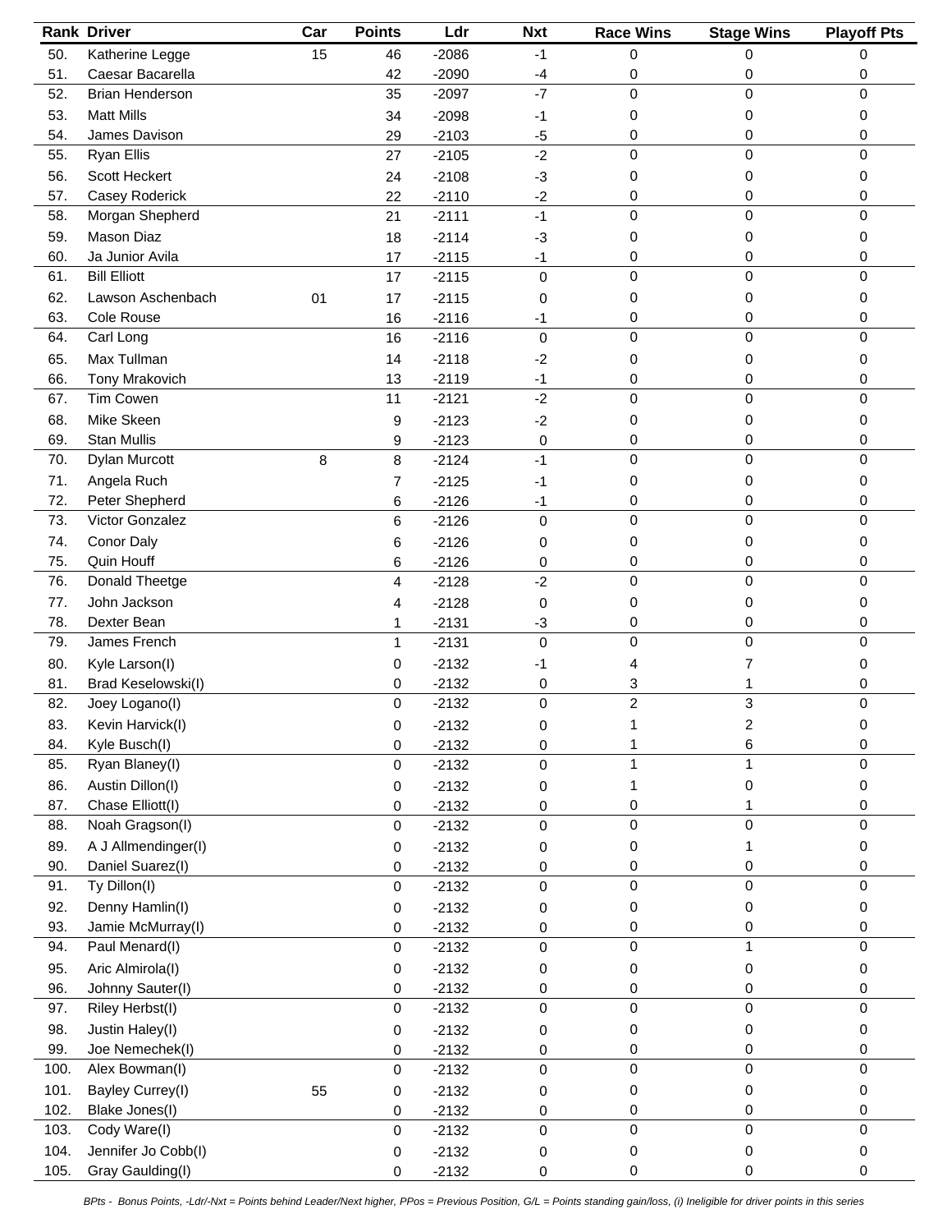| Rank | Driver | Car | Points | Ldr | Nxt | Race Wins | Stage Wins | Playoff Pts |
|---|---|---|---|---|---|---|---|---|
| 50. | Katherine Legge | 15 | 46 | -2086 | -1 | 0 | 0 | 0 |
| 51. | Caesar Bacarella | | 42 | -2090 | -4 | 0 | 0 | 0 |
| 52. | Brian Henderson | | 35 | -2097 | -7 | 0 | 0 | 0 |
| 53. | Matt Mills | | 34 | -2098 | -1 | 0 | 0 | 0 |
| 54. | James Davison | | 29 | -2103 | -5 | 0 | 0 | 0 |
| 55. | Ryan Ellis | | 27 | -2105 | -2 | 0 | 0 | 0 |
| 56. | Scott Heckert | | 24 | -2108 | -3 | 0 | 0 | 0 |
| 57. | Casey Roderick | | 22 | -2110 | -2 | 0 | 0 | 0 |
| 58. | Morgan Shepherd | | 21 | -2111 | -1 | 0 | 0 | 0 |
| 59. | Mason Diaz | | 18 | -2114 | -3 | 0 | 0 | 0 |
| 60. | Ja Junior Avila | | 17 | -2115 | -1 | 0 | 0 | 0 |
| 61. | Bill Elliott | | 17 | -2115 | 0 | 0 | 0 | 0 |
| 62. | Lawson Aschenbach | 01 | 17 | -2115 | 0 | 0 | 0 | 0 |
| 63. | Cole Rouse | | 16 | -2116 | -1 | 0 | 0 | 0 |
| 64. | Carl Long | | 16 | -2116 | 0 | 0 | 0 | 0 |
| 65. | Max Tullman | | 14 | -2118 | -2 | 0 | 0 | 0 |
| 66. | Tony Mrakovich | | 13 | -2119 | -1 | 0 | 0 | 0 |
| 67. | Tim Cowen | | 11 | -2121 | -2 | 0 | 0 | 0 |
| 68. | Mike Skeen | | 9 | -2123 | -2 | 0 | 0 | 0 |
| 69. | Stan Mullis | | 9 | -2123 | 0 | 0 | 0 | 0 |
| 70. | Dylan Murcott | 8 | 8 | -2124 | -1 | 0 | 0 | 0 |
| 71. | Angela Ruch | | 7 | -2125 | -1 | 0 | 0 | 0 |
| 72. | Peter Shepherd | | 6 | -2126 | -1 | 0 | 0 | 0 |
| 73. | Victor Gonzalez | | 6 | -2126 | 0 | 0 | 0 | 0 |
| 74. | Conor Daly | | 6 | -2126 | 0 | 0 | 0 | 0 |
| 75. | Quin Houff | | 6 | -2126 | 0 | 0 | 0 | 0 |
| 76. | Donald Theetge | | 4 | -2128 | -2 | 0 | 0 | 0 |
| 77. | John Jackson | | 4 | -2128 | 0 | 0 | 0 | 0 |
| 78. | Dexter Bean | | 1 | -2131 | -3 | 0 | 0 | 0 |
| 79. | James French | | 1 | -2131 | 0 | 0 | 0 | 0 |
| 80. | Kyle Larson(I) | | 0 | -2132 | -1 | 4 | 7 | 0 |
| 81. | Brad Keselowski(I) | | 0 | -2132 | 0 | 3 | 1 | 0 |
| 82. | Joey Logano(I) | | 0 | -2132 | 0 | 2 | 3 | 0 |
| 83. | Kevin Harvick(I) | | 0 | -2132 | 0 | 1 | 2 | 0 |
| 84. | Kyle Busch(I) | | 0 | -2132 | 0 | 1 | 6 | 0 |
| 85. | Ryan Blaney(I) | | 0 | -2132 | 0 | 1 | 1 | 0 |
| 86. | Austin Dillon(I) | | 0 | -2132 | 0 | 1 | 0 | 0 |
| 87. | Chase Elliott(I) | | 0 | -2132 | 0 | 0 | 1 | 0 |
| 88. | Noah Gragson(I) | | 0 | -2132 | 0 | 0 | 0 | 0 |
| 89. | A J Allmendinger(I) | | 0 | -2132 | 0 | 0 | 1 | 0 |
| 90. | Daniel Suarez(I) | | 0 | -2132 | 0 | 0 | 0 | 0 |
| 91. | Ty Dillon(I) | | 0 | -2132 | 0 | 0 | 0 | 0 |
| 92. | Denny Hamlin(I) | | 0 | -2132 | 0 | 0 | 0 | 0 |
| 93. | Jamie McMurray(I) | | 0 | -2132 | 0 | 0 | 0 | 0 |
| 94. | Paul Menard(I) | | 0 | -2132 | 0 | 0 | 1 | 0 |
| 95. | Aric Almirola(I) | | 0 | -2132 | 0 | 0 | 0 | 0 |
| 96. | Johnny Sauter(I) | | 0 | -2132 | 0 | 0 | 0 | 0 |
| 97. | Riley Herbst(I) | | 0 | -2132 | 0 | 0 | 0 | 0 |
| 98. | Justin Haley(I) | | 0 | -2132 | 0 | 0 | 0 | 0 |
| 99. | Joe Nemechek(I) | | 0 | -2132 | 0 | 0 | 0 | 0 |
| 100. | Alex Bowman(I) | | 0 | -2132 | 0 | 0 | 0 | 0 |
| 101. | Bayley Currey(I) | 55 | 0 | -2132 | 0 | 0 | 0 | 0 |
| 102. | Blake Jones(I) | | 0 | -2132 | 0 | 0 | 0 | 0 |
| 103. | Cody Ware(I) | | 0 | -2132 | 0 | 0 | 0 | 0 |
| 104. | Jennifer Jo Cobb(I) | | 0 | -2132 | 0 | 0 | 0 | 0 |
| 105. | Gray Gaulding(I) | | 0 | -2132 | 0 | 0 | 0 | 0 |

*BPts - Bonus Points, -Ldr/-Nxt = Points behind Leader/Next higher, PPos = Previous Position, G/L = Points standing gain/loss, (i) Ineligible for driver points in this series*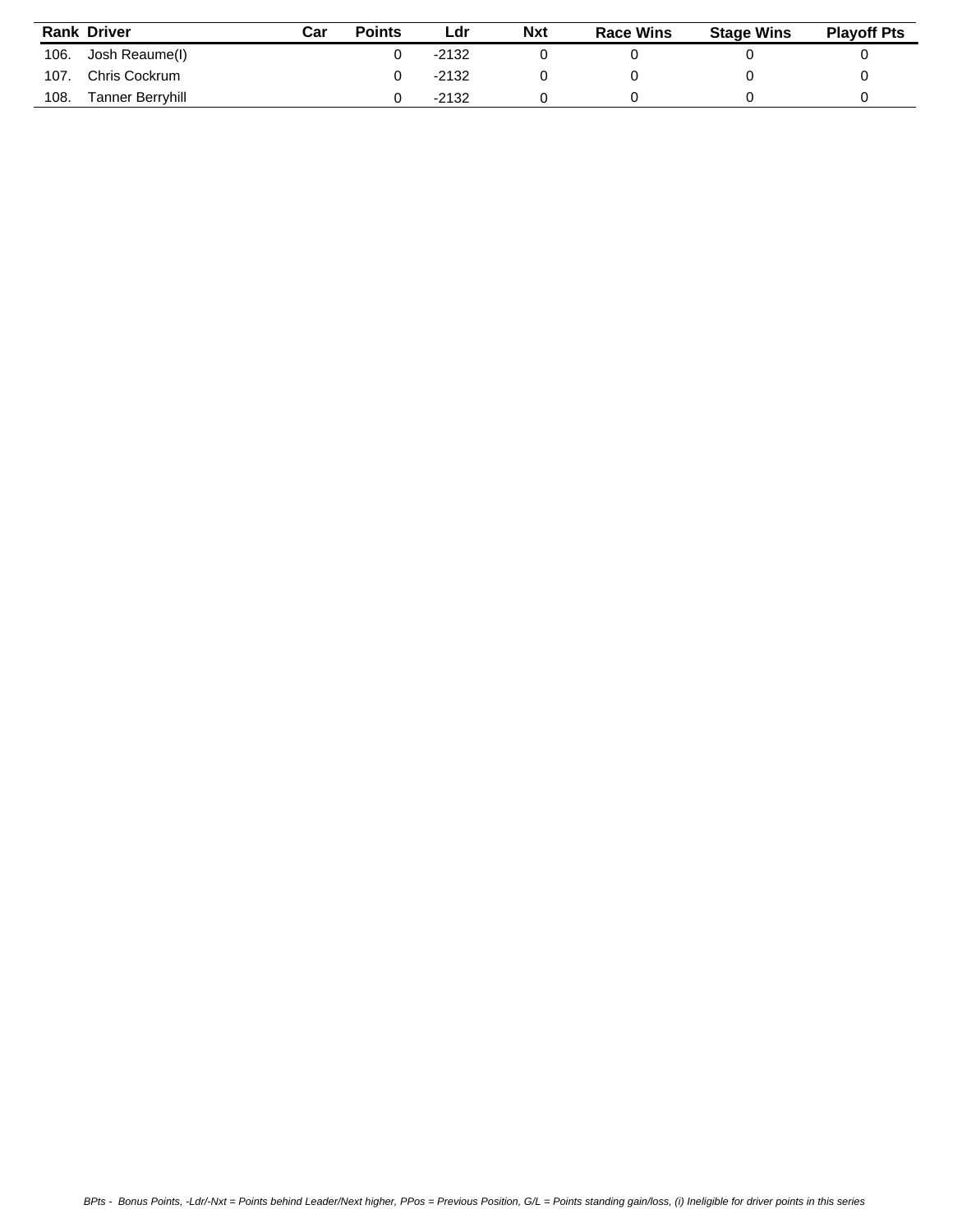| Rank | Driver | Car | Points | Ldr | Nxt | Race Wins | Stage Wins | Playoff Pts |
|---|---|---|---|---|---|---|---|---|
| 106. | Josh Reaume(I) | | 0 | -2132 | 0 | 0 | 0 | 0 |
| 107. | Chris Cockrum | | 0 | -2132 | 0 | 0 | 0 | 0 |
| 108. | Tanner Berryhill | | 0 | -2132 | 0 | 0 | 0 | 0 |

*BPts - Bonus Points, -Ldr/-Nxt = Points behind Leader/Next higher, PPos = Previous Position, G/L = Points standing gain/loss, (i) Ineligible for driver points in this series*